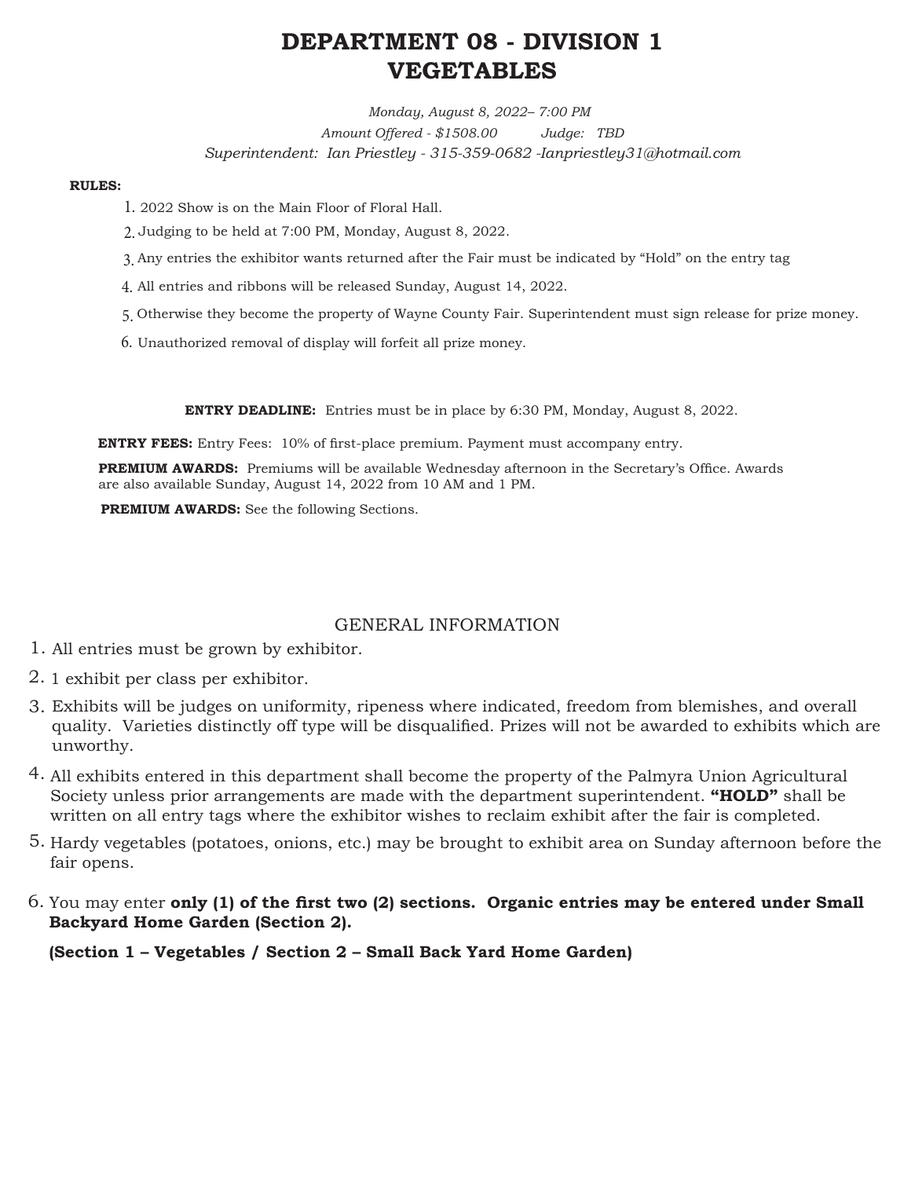# DEPARTMENT 08 - DIVISION 1
# VEGETABLES

*Monday, August 8, 2022– 7:00 PM*

*Amount Offered - $1508.00 Judge: TBD*

*Superintendent: Ian Priestley - 315-359-0682 -Ianpriestley31@hotmail.com*

**RULES:**

1. 2022 Show is on the Main Floor of Floral Hall.
2. Judging to be held at 7:00 PM, Monday, August 8, 2022.
3. Any entries the exhibitor wants returned after the Fair must be indicated by "Hold" on the entry tag
4. All entries and ribbons will be released Sunday, August 14, 2022.
5. Otherwise they become the property of Wayne County Fair. Superintendent must sign release for prize money.
6. Unauthorized removal of display will forfeit all prize money.

**ENTRY DEADLINE:** Entries must be in place by 6:30 PM, Monday, August 8, 2022.

**ENTRY FEES:** Entry Fees: 10% of first-place premium. Payment must accompany entry.

**PREMIUM AWARDS:** Premiums will be available Wednesday afternoon in the Secretary's Office. Awards are also available Sunday, August 14, 2022 from 10 AM and 1 PM.

**PREMIUM AWARDS:** See the following Sections.

## GENERAL INFORMATION

1. All entries must be grown by exhibitor.
2. 1 exhibit per class per exhibitor.
3. Exhibits will be judges on uniformity, ripeness where indicated, freedom from blemishes, and overall quality. Varieties distinctly off type will be disqualified. Prizes will not be awarded to exhibits which are unworthy.
4. All exhibits entered in this department shall become the property of the Palmyra Union Agricultural Society unless prior arrangements are made with the department superintendent. **"HOLD"** shall be written on all entry tags where the exhibitor wishes to reclaim exhibit after the fair is completed.
5. Hardy vegetables (potatoes, onions, etc.) may be brought to exhibit area on Sunday afternoon before the fair opens.
6. You may enter **only (1) of the first two (2) sections. Organic entries may be entered under Small Backyard Home Garden (Section 2).**

**(Section 1 – Vegetables / Section 2 – Small Back Yard Home Garden)**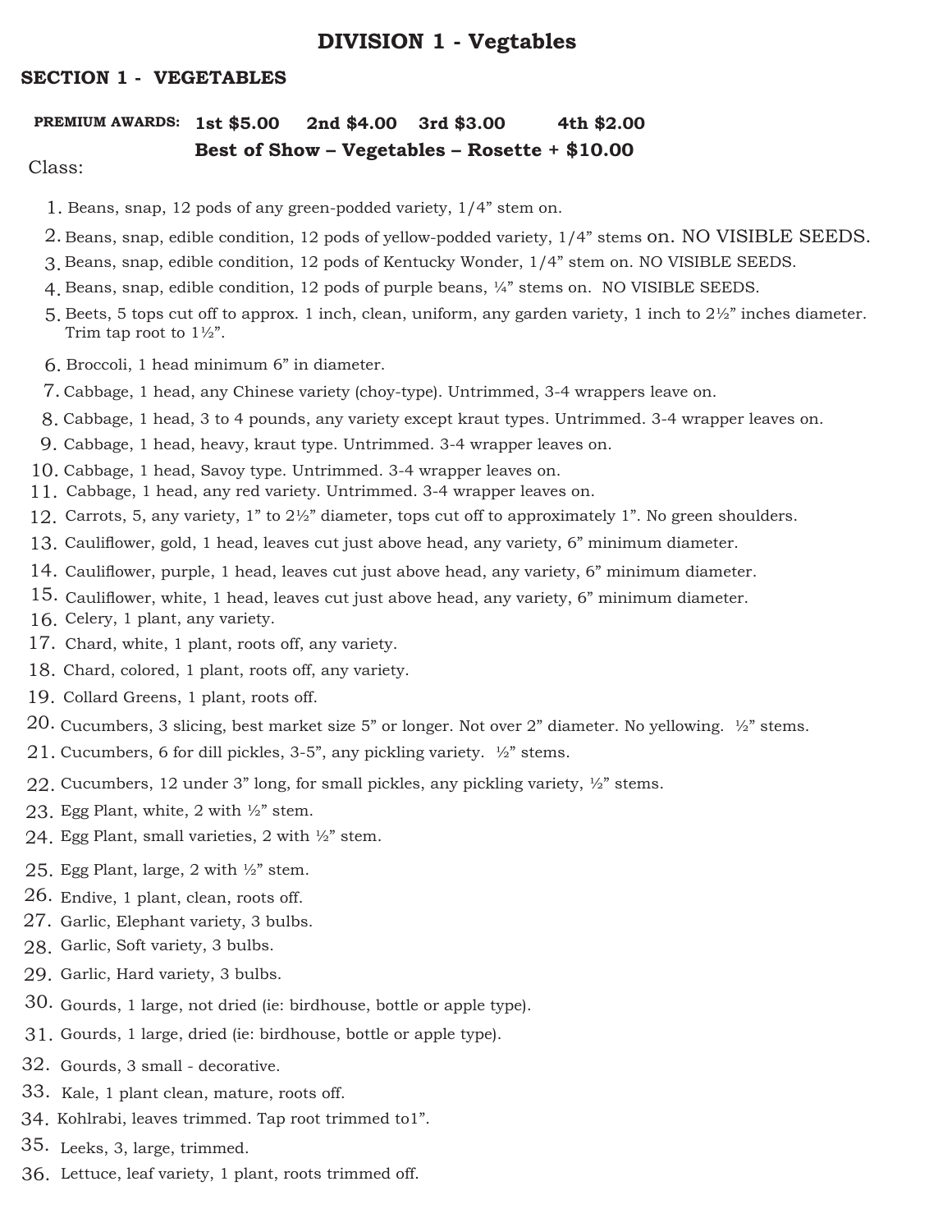# DIVISION 1 - Vegtables

## SECTION 1 - VEGETABLES

**PREMIUM AWARDS:** **1st $5.00** **2nd $4.00** **3rd $3.00** **4th $2.00**

**Best of Show – Vegetables – Rosette + $10.00**

Class:

1. Beans, snap, 12 pods of any green-podded variety, 1/4" stem on.
2. Beans, snap, edible condition, 12 pods of yellow-podded variety, 1/4" stems on. NO VISIBLE SEEDS.
3. Beans, snap, edible condition, 12 pods of Kentucky Wonder, 1/4" stem on. NO VISIBLE SEEDS.
4. Beans, snap, edible condition, 12 pods of purple beans, ¼" stems on. NO VISIBLE SEEDS.
5. Beets, 5 tops cut off to approx. 1 inch, clean, uniform, any garden variety, 1 inch to 2½" inches diameter. Trim tap root to 1½".
6. Broccoli, 1 head minimum 6" in diameter.
7. Cabbage, 1 head, any Chinese variety (choy-type). Untrimmed, 3-4 wrappers leave on.
8. Cabbage, 1 head, 3 to 4 pounds, any variety except kraut types. Untrimmed. 3-4 wrapper leaves on.
9. Cabbage, 1 head, heavy, kraut type. Untrimmed. 3-4 wrapper leaves on.
10. Cabbage, 1 head, Savoy type. Untrimmed. 3-4 wrapper leaves on.
11. Cabbage, 1 head, any red variety. Untrimmed. 3-4 wrapper leaves on.
12. Carrots, 5, any variety, 1" to 2½" diameter, tops cut off to approximately 1". No green shoulders.
13. Cauliflower, gold, 1 head, leaves cut just above head, any variety, 6" minimum diameter.
14. Cauliflower, purple, 1 head, leaves cut just above head, any variety, 6" minimum diameter.
15. Cauliflower, white, 1 head, leaves cut just above head, any variety, 6" minimum diameter.
16. Celery, 1 plant, any variety.
17. Chard, white, 1 plant, roots off, any variety.
18. Chard, colored, 1 plant, roots off, any variety.
19. Collard Greens, 1 plant, roots off.
20. Cucumbers, 3 slicing, best market size 5" or longer. Not over 2" diameter. No yellowing. ½" stems.
21. Cucumbers, 6 for dill pickles, 3-5", any pickling variety. ½" stems.
22. Cucumbers, 12 under 3" long, for small pickles, any pickling variety, ½" stems.
23. Egg Plant, white, 2 with ½" stem.
24. Egg Plant, small varieties, 2 with ½" stem.
25. Egg Plant, large, 2 with ½" stem.
26. Endive, 1 plant, clean, roots off.
27. Garlic, Elephant variety, 3 bulbs.
28. Garlic, Soft variety, 3 bulbs.
29. Garlic, Hard variety, 3 bulbs.
30. Gourds, 1 large, not dried (ie: birdhouse, bottle or apple type).
31. Gourds, 1 large, dried (ie: birdhouse, bottle or apple type).
32. Gourds, 3 small - decorative.
33. Kale, 1 plant clean, mature, roots off.
34. Kohlrabi, leaves trimmed. Tap root trimmed to1".
35. Leeks, 3, large, trimmed.
36. Lettuce, leaf variety, 1 plant, roots trimmed off.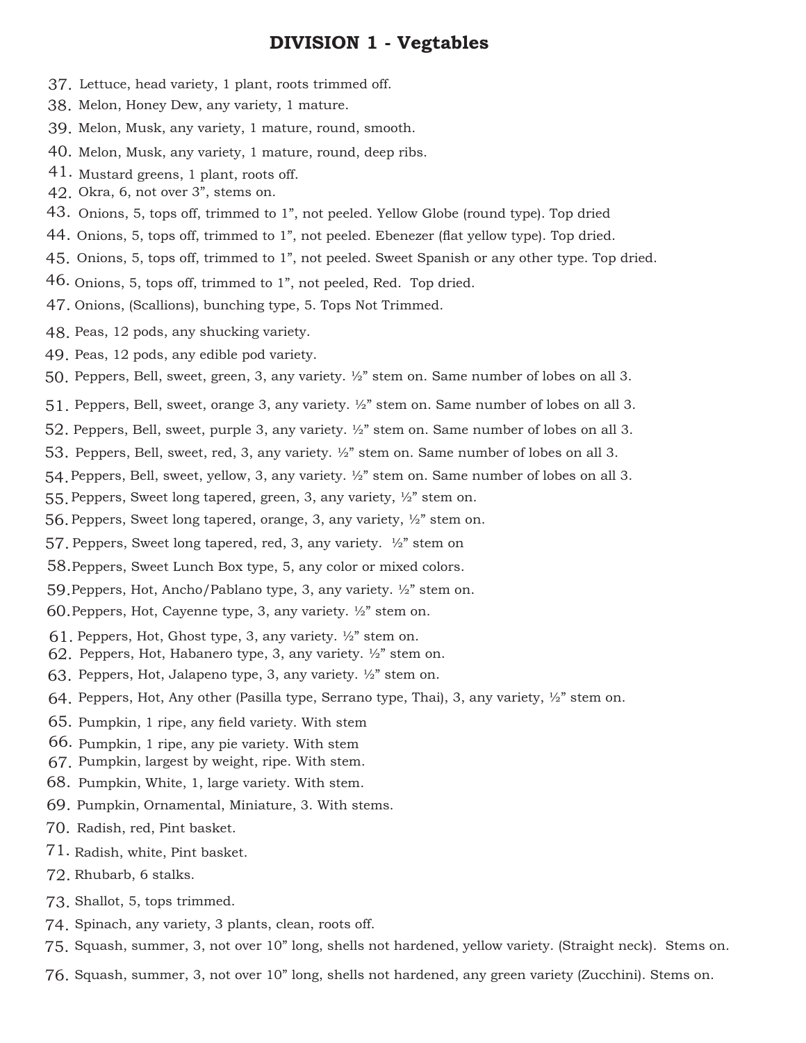# DIVISION 1 - Vegtables

37. Lettuce, head variety, 1 plant, roots trimmed off.
38. Melon, Honey Dew, any variety, 1 mature.
39. Melon, Musk, any variety, 1 mature, round, smooth.
40. Melon, Musk, any variety, 1 mature, round, deep ribs.
41. Mustard greens, 1 plant, roots off.
42. Okra, 6, not over 3”, stems on.
43. Onions, 5, tops off, trimmed to 1”, not peeled. Yellow Globe (round type). Top dried
44. Onions, 5, tops off, trimmed to 1”, not peeled. Ebenezer (flat yellow type). Top dried.
45. Onions, 5, tops off, trimmed to 1”, not peeled. Sweet Spanish or any other type. Top dried.
46. Onions, 5, tops off, trimmed to 1”, not peeled, Red. Top dried.
47. Onions, (Scallions), bunching type, 5. Tops Not Trimmed.
48. Peas, 12 pods, any shucking variety.
49. Peas, 12 pods, any edible pod variety.
50. Peppers, Bell, sweet, green, 3, any variety. ½” stem on. Same number of lobes on all 3.
51. Peppers, Bell, sweet, orange 3, any variety. ½” stem on. Same number of lobes on all 3.
52. Peppers, Bell, sweet, purple 3, any variety. ½” stem on. Same number of lobes on all 3.
53. Peppers, Bell, sweet, red, 3, any variety. ½” stem on. Same number of lobes on all 3.
54. Peppers, Bell, sweet, yellow, 3, any variety. ½” stem on. Same number of lobes on all 3.
55. Peppers, Sweet long tapered, green, 3, any variety, ½” stem on.
56. Peppers, Sweet long tapered, orange, 3, any variety, ½” stem on.
57. Peppers, Sweet long tapered, red, 3, any variety. ½” stem on
58. Peppers, Sweet Lunch Box type, 5, any color or mixed colors.
59. Peppers, Hot, Ancho/Pablano type, 3, any variety. ½” stem on.
60. Peppers, Hot, Cayenne type, 3, any variety. ½” stem on.
61. Peppers, Hot, Ghost type, 3, any variety. ½” stem on.
62. Peppers, Hot, Habanero type, 3, any variety. ½” stem on.
63. Peppers, Hot, Jalapeno type, 3, any variety. ½” stem on.
64. Peppers, Hot, Any other (Pasilla type, Serrano type, Thai), 3, any variety, ½” stem on.
65. Pumpkin, 1 ripe, any field variety. With stem
66. Pumpkin, 1 ripe, any pie variety. With stem
67. Pumpkin, largest by weight, ripe. With stem.
68. Pumpkin, White, 1, large variety. With stem.
69. Pumpkin, Ornamental, Miniature, 3. With stems.
70. Radish, red, Pint basket.
71. Radish, white, Pint basket.
72. Rhubarb, 6 stalks.
73. Shallot, 5, tops trimmed.
74. Spinach, any variety, 3 plants, clean, roots off.
75. Squash, summer, 3, not over 10” long, shells not hardened, yellow variety. (Straight neck). Stems on.
76. Squash, summer, 3, not over 10” long, shells not hardened, any green variety (Zucchini). Stems on.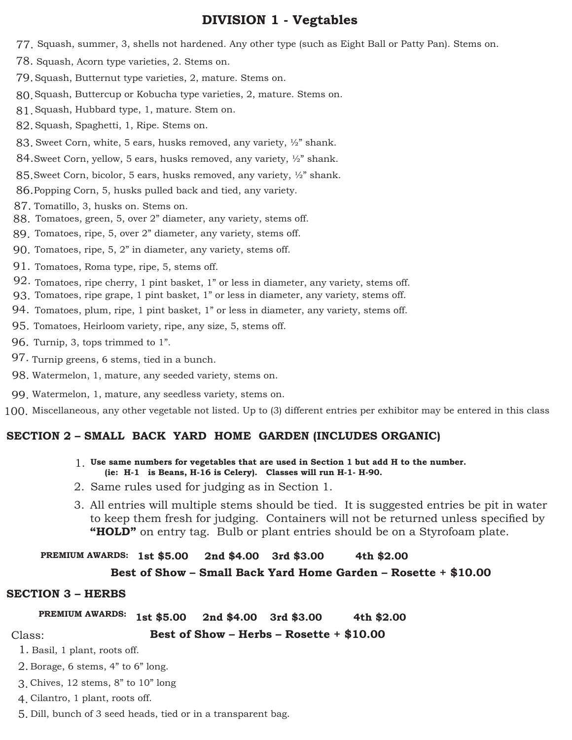# DIVISION 1 - Vegtables

77. Squash, summer, 3, shells not hardened. Any other type (such as Eight Ball or Patty Pan). Stems on.
78. Squash, Acorn type varieties, 2. Stems on.
79. Squash, Butternut type varieties, 2, mature. Stems on.
80. Squash, Buttercup or Kobucha type varieties, 2, mature. Stems on.
81. Squash, Hubbard type, 1, mature. Stem on.
82. Squash, Spaghetti, 1, Ripe. Stems on.
83. Sweet Corn, white, 5 ears, husks removed, any variety, ½" shank.
84. Sweet Corn, yellow, 5 ears, husks removed, any variety, ½" shank.
85. Sweet Corn, bicolor, 5 ears, husks removed, any variety, ½" shank.
86. Popping Corn, 5, husks pulled back and tied, any variety.
87. Tomatillo, 3, husks on. Stems on.
88. Tomatoes, green, 5, over 2" diameter, any variety, stems off.
89. Tomatoes, ripe, 5, over 2" diameter, any variety, stems off.
90. Tomatoes, ripe, 5, 2" in diameter, any variety, stems off.
91. Tomatoes, Roma type, ripe, 5, stems off.
92. Tomatoes, ripe cherry, 1 pint basket, 1" or less in diameter, any variety, stems off.
93. Tomatoes, ripe grape, 1 pint basket, 1" or less in diameter, any variety, stems off.
94. Tomatoes, plum, ripe, 1 pint basket, 1" or less in diameter, any variety, stems off.
95. Tomatoes, Heirloom variety, ripe, any size, 5, stems off.
96. Turnip, 3, tops trimmed to 1".
97. Turnip greens, 6 stems, tied in a bunch.
98. Watermelon, 1, mature, any seeded variety, stems on.
99. Watermelon, 1, mature, any seedless variety, stems on.
100. Miscellaneous, any other vegetable not listed. Up to (3) different entries per exhibitor may be entered in this class

## SECTION 2 – SMALL BACK YARD HOME GARDEN (INCLUDES ORGANIC)

1. **Use same numbers for vegetables that are used in Section 1 but add H to the number. (ie: H-1 is Beans, H-16 is Celery). Classes will run H-1- H-90.**
2. Same rules used for judging as in Section 1.
3. All entries will multiple stems should be tied. It is suggested entries be pit in water to keep them fresh for judging. Containers will not be returned unless specified by **"HOLD"** on entry tag. Bulb or plant entries should be on a Styrofoam plate.

**PREMIUM AWARDS: 1st $5.00 2nd $4.00 3rd $3.00 4th $2.00**

**Best of Show – Small Back Yard Home Garden – Rosette + $10.00**

## SECTION 3 – HERBS

**PREMIUM AWARDS: 1st $5.00 2nd $4.00 3rd $3.00 4th $2.00**

**Best of Show – Herbs – Rosette + $10.00**

Class:

1. Basil, 1 plant, roots off.
2. Borage, 6 stems, 4" to 6" long.
3. Chives, 12 stems, 8" to 10" long
4. Cilantro, 1 plant, roots off.
5. Dill, bunch of 3 seed heads, tied or in a transparent bag.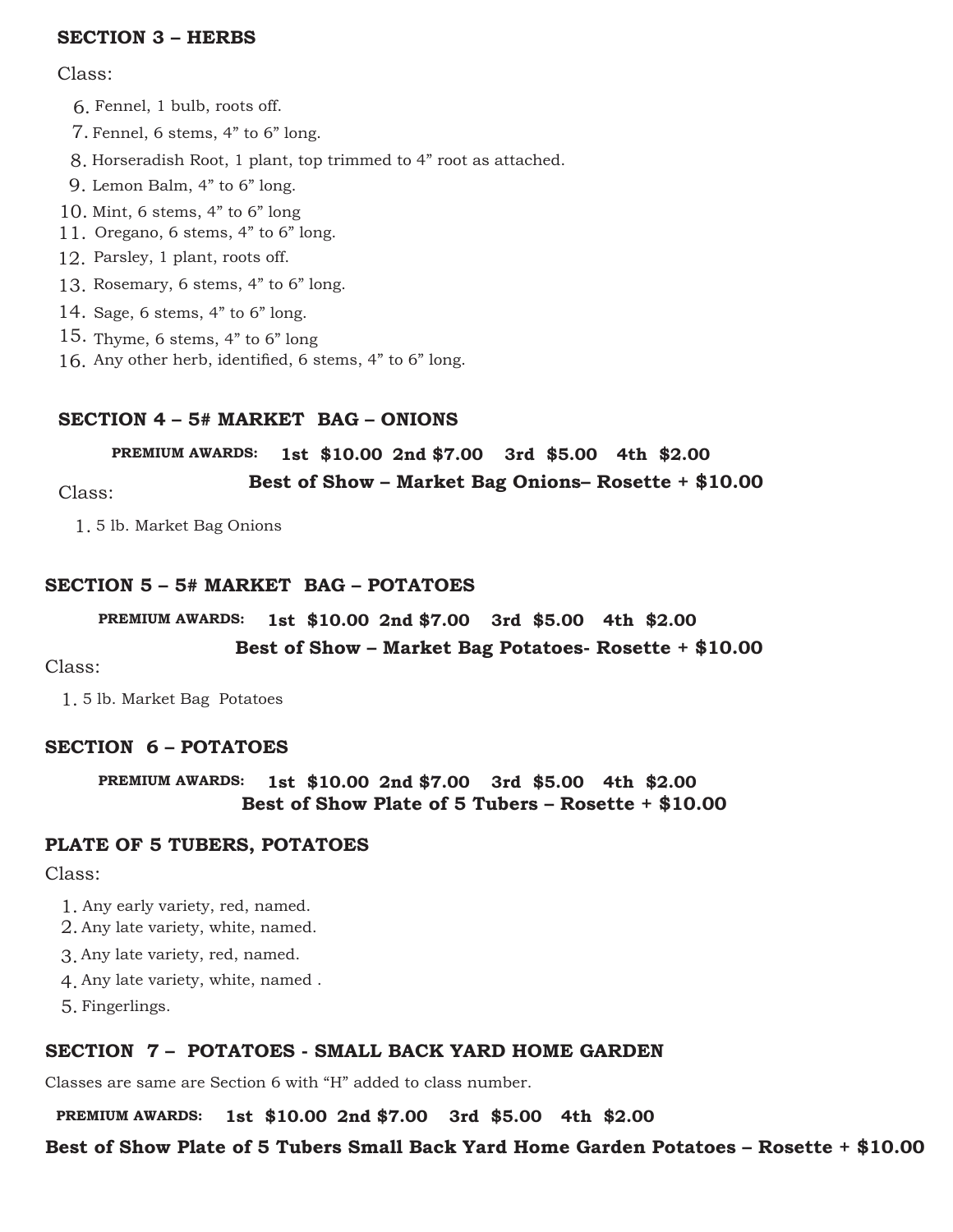## SECTION 3 – HERBS

Class:

6. Fennel, 1 bulb, roots off.
7. Fennel, 6 stems, 4” to 6” long.
8. Horseradish Root, 1 plant, top trimmed to 4” root as attached.
9. Lemon Balm, 4” to 6” long.
10. Mint, 6 stems, 4” to 6” long
11. Oregano, 6 stems, 4” to 6” long.
12. Parsley, 1 plant, roots off.
13. Rosemary, 6 stems, 4” to 6” long.
14. Sage, 6 stems, 4” to 6” long.
15. Thyme, 6 stems, 4” to 6” long
16. Any other herb, identified, 6 stems, 4” to 6” long.

## SECTION 4 – 5# MARKET BAG – ONIONS

**PREMIUM AWARDS: 1st $10.00 2nd $7.00 3rd $5.00 4th $2.00**

**Best of Show – Market Bag Onions– Rosette + $10.00**

Class:

1. 5 lb. Market Bag Onions

## SECTION 5 – 5# MARKET BAG – POTATOES

**PREMIUM AWARDS: 1st $10.00 2nd $7.00 3rd $5.00 4th $2.00**

**Best of Show – Market Bag Potatoes- Rosette + $10.00**

Class:

1. 5 lb. Market Bag Potatoes

## SECTION 6 – POTATOES

**PREMIUM AWARDS: 1st $10.00 2nd $7.00 3rd $5.00 4th $2.00**

**Best of Show Plate of 5 Tubers – Rosette + $10.00**

### PLATE OF 5 TUBERS, POTATOES

Class:

1. Any early variety, red, named.
2. Any late variety, white, named.
3. Any late variety, red, named.
4. Any late variety, white, named .
5. Fingerlings.

## SECTION 7 – POTATOES - SMALL BACK YARD HOME GARDEN

Classes are same are Section 6 with “H” added to class number.

**PREMIUM AWARDS: 1st $10.00 2nd $7.00 3rd $5.00 4th $2.00**

**Best of Show Plate of 5 Tubers Small Back Yard Home Garden Potatoes – Rosette + $10.00**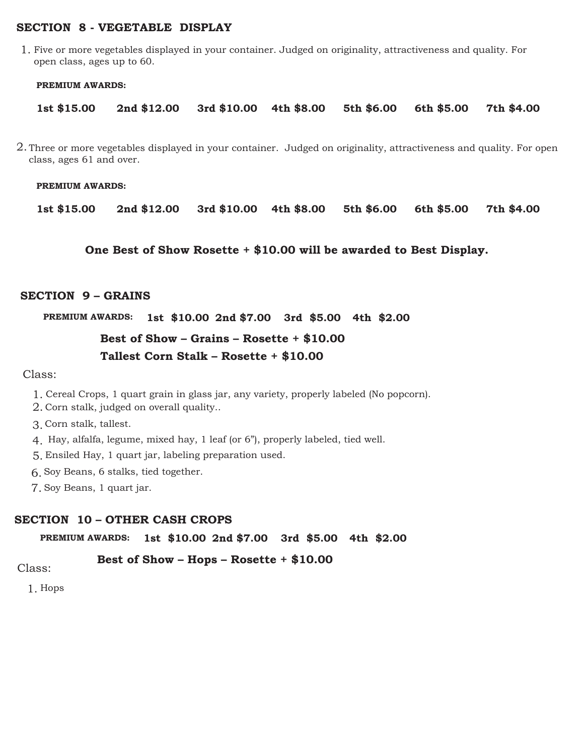## SECTION 8 - VEGETABLE DISPLAY

1. Five or more vegetables displayed in your container. Judged on originality, attractiveness and quality. For open class, ages up to 60.

   **PREMIUM AWARDS:**

   **1st $15.00 2nd $12.00 3rd $10.00 4th $8.00 5th $6.00 6th $5.00 7th $4.00**

2. Three or more vegetables displayed in your container. Judged on originality, attractiveness and quality. For open class, ages 61 and over.

   **PREMIUM AWARDS:**

   **1st $15.00 2nd $12.00 3rd $10.00 4th $8.00 5th $6.00 6th $5.00 7th $4.00**

**One Best of Show Rosette + $10.00 will be awarded to Best Display.**

## SECTION 9 – GRAINS

**PREMIUM AWARDS:** **1st $10.00 2nd $7.00 3rd $5.00 4th $2.00**

**Best of Show – Grains – Rosette + $10.00**

**Tallest Corn Stalk – Rosette + $10.00**

Class:

1. Cereal Crops, 1 quart grain in glass jar, any variety, properly labeled (No popcorn).
2. Corn stalk, judged on overall quality..
3. Corn stalk, tallest.
4. Hay, alfalfa, legume, mixed hay, 1 leaf (or 6”), properly labeled, tied well.
5. Ensiled Hay, 1 quart jar, labeling preparation used.
6. Soy Beans, 6 stalks, tied together.
7. Soy Beans, 1 quart jar.

## SECTION 10 – OTHER CASH CROPS

**PREMIUM AWARDS:** **1st $10.00 2nd $7.00 3rd $5.00 4th $2.00**

**Best of Show – Hops – Rosette + $10.00**

Class:

1. Hops